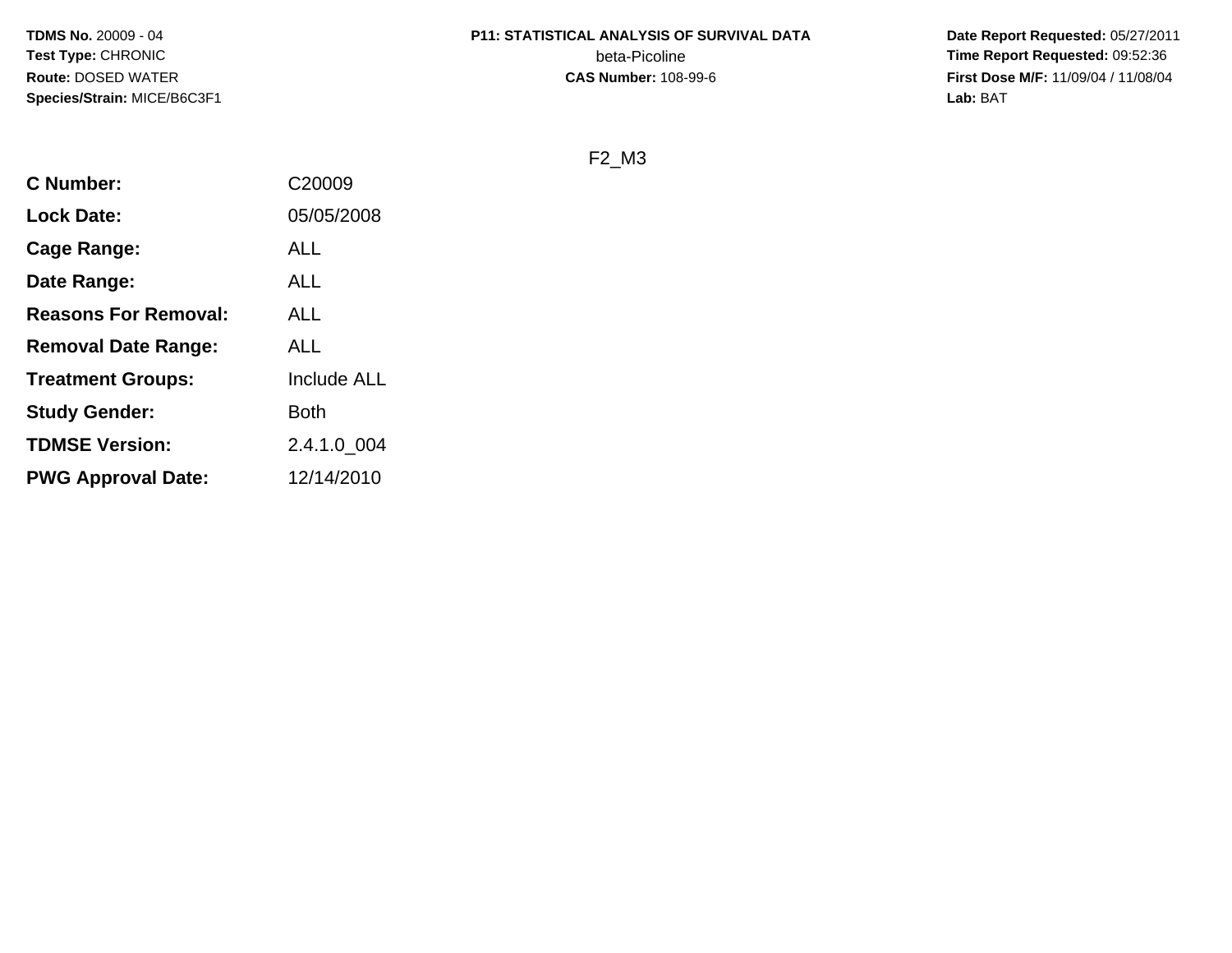**TDMS No.** 20009 - 04
**Test Type:** CHRONIC
**Route:** DOSED WATER
**Species/Strain:** MICE/B6C3F1

**P11: STATISTICAL ANALYSIS OF SURVIVAL DATA**
beta-Picoline
**CAS Number:** 108-99-6

**Date Report Requested:** 05/27/2011
**Time Report Requested:** 09:52:36
**First Dose M/F:** 11/09/04 / 11/08/04
**Lab:** BAT

F2_M3

| | |
|---|---|
| **C Number:** | C20009 |
| **Lock Date:** | 05/05/2008 |
| **Cage Range:** | ALL |
| **Date Range:** | ALL |
| **Reasons For Removal:** | ALL |
| **Removal Date Range:** | ALL |
| **Treatment Groups:** | Include ALL |
| **Study Gender:** | Both |
| **TDMSE Version:** | 2.4.1.0_004 |
| **PWG Approval Date:** | 12/14/2010 |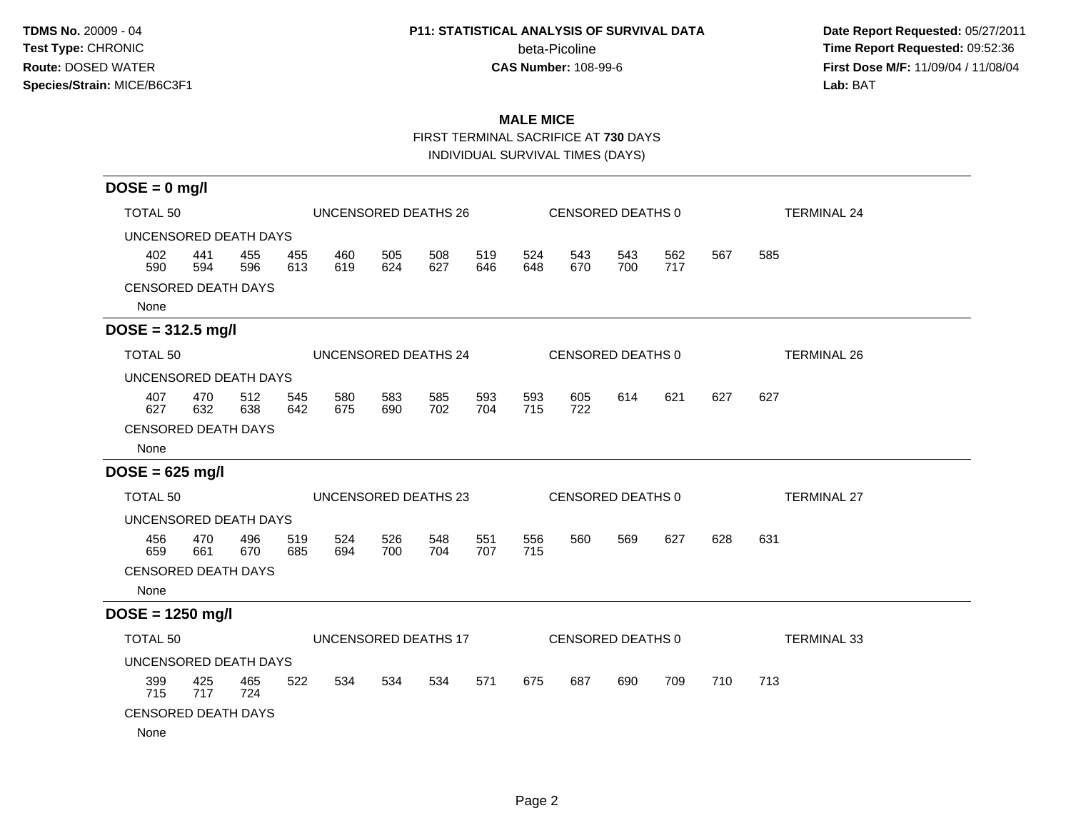**TDMS No.** 20009 - 04
**Test Type:** CHRONIC
**Route:** DOSED WATER
**Species/Strain:** MICE/B6C3F1

**P11: STATISTICAL ANALYSIS OF SURVIVAL DATA**
beta-Picoline
**CAS Number:** 108-99-6

**Date Report Requested:** 05/27/2011
**Time Report Requested:** 09:52:36
**First Dose M/F:** 11/09/04 / 11/08/04
**Lab:** BAT

## MALE MICE

FIRST TERMINAL SACRIFICE AT **730** DAYS

INDIVIDUAL SURVIVAL TIMES (DAYS)

### DOSE = 0 mg/l

TOTAL 50 | UNCENSORED DEATHS 26 | CENSORED DEATHS 0 | TERMINAL 24

UNCENSORED DEATH DAYS

402 441 455 455 460 505 508 519 524 543 543 562 567 585
590 594 596 613 619 624 627 646 648 670 700 717

CENSORED DEATH DAYS

None

### DOSE = 312.5 mg/l

TOTAL 50 | UNCENSORED DEATHS 24 | CENSORED DEATHS 0 | TERMINAL 26

UNCENSORED DEATH DAYS

407 470 512 545 580 583 585 593 593 605 614 621 627 627
627 632 638 642 675 690 702 704 715 722

CENSORED DEATH DAYS

None

### DOSE = 625 mg/l

TOTAL 50 | UNCENSORED DEATHS 23 | CENSORED DEATHS 0 | TERMINAL 27

UNCENSORED DEATH DAYS

456 470 496 519 524 526 548 551 556 560 569 627 628 631
659 661 670 685 694 700 704 707 715

CENSORED DEATH DAYS

None

### DOSE = 1250 mg/l

TOTAL 50 | UNCENSORED DEATHS 17 | CENSORED DEATHS 0 | TERMINAL 33

UNCENSORED DEATH DAYS

399 425 465 522 534 534 534 571 675 687 690 709 710 713
715 717 724

CENSORED DEATH DAYS

None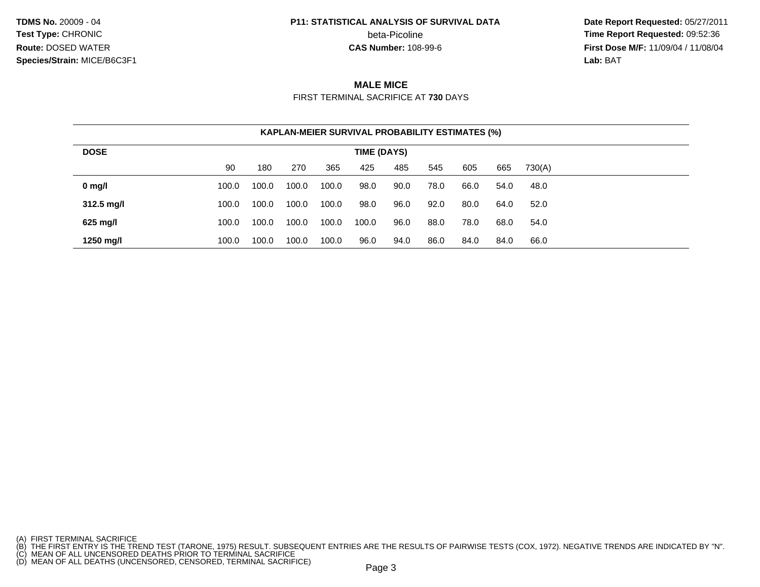**TDMS No.** 20009 - 04
**Test Type:** CHRONIC
**Route:** DOSED WATER
**Species/Strain:** MICE/B6C3F1

**P11: STATISTICAL ANALYSIS OF SURVIVAL DATA**
beta-Picoline
**CAS Number:** 108-99-6

**Date Report Requested:** 05/27/2011
**Time Report Requested:** 09:52:36
**First Dose M/F:** 11/09/04 / 11/08/04
**Lab:** BAT

## MALE MICE

FIRST TERMINAL SACRIFICE AT **730** DAYS

**KAPLAN-MEIER SURVIVAL PROBABILITY ESTIMATES (%)**

| DOSE | TIME (DAYS) | | | | | | | | | |
|---|---|---|---|---|---|---|---|---|---|---|
| | 90 | 180 | 270 | 365 | 425 | 485 | 545 | 605 | 665 | 730(A) |
| **0 mg/l** | 100.0 | 100.0 | 100.0 | 100.0 | 98.0 | 90.0 | 78.0 | 66.0 | 54.0 | 48.0 |
| **312.5 mg/l** | 100.0 | 100.0 | 100.0 | 100.0 | 98.0 | 96.0 | 92.0 | 80.0 | 64.0 | 52.0 |
| **625 mg/l** | 100.0 | 100.0 | 100.0 | 100.0 | 100.0 | 96.0 | 88.0 | 78.0 | 68.0 | 54.0 |
| **1250 mg/l** | 100.0 | 100.0 | 100.0 | 100.0 | 96.0 | 94.0 | 86.0 | 84.0 | 84.0 | 66.0 |

(A) FIRST TERMINAL SACRIFICE
(B) THE FIRST ENTRY IS THE TREND TEST (TARONE, 1975) RESULT. SUBSEQUENT ENTRIES ARE THE RESULTS OF PAIRWISE TESTS (COX, 1972). NEGATIVE TRENDS ARE INDICATED BY "N".
(C) MEAN OF ALL UNCENSORED DEATHS PRIOR TO TERMINAL SACRIFICE
(D) MEAN OF ALL DEATHS (UNCENSORED, CENSORED, TERMINAL SACRIFICE)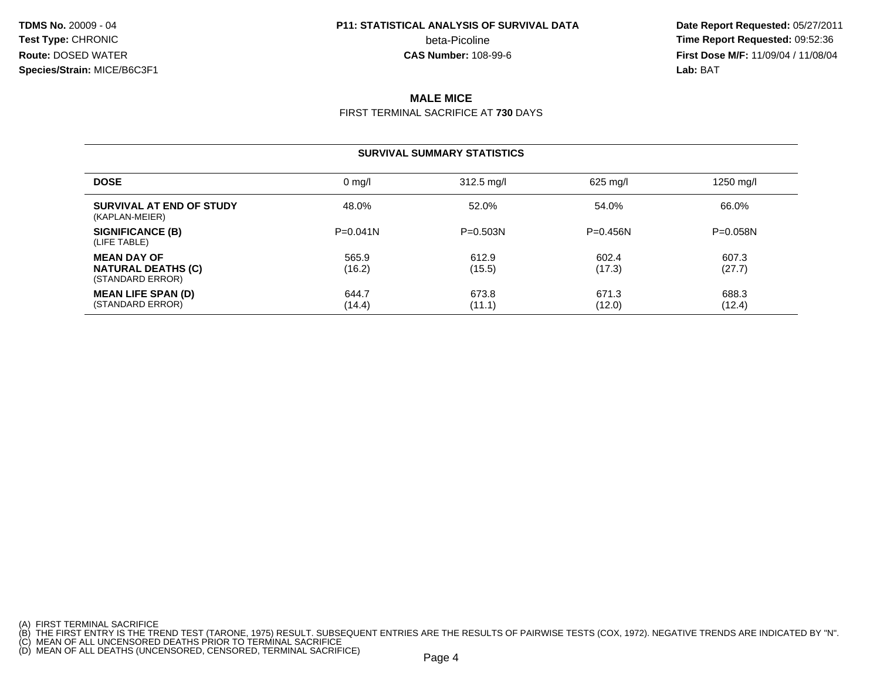**TDMS No.** 20009 - 04
**Test Type:** CHRONIC
**Route:** DOSED WATER
**Species/Strain:** MICE/B6C3F1

**P11: STATISTICAL ANALYSIS OF SURVIVAL DATA**
beta-Picoline
**CAS Number:** 108-99-6

**Date Report Requested:** 05/27/2011
**Time Report Requested:** 09:52:36
**First Dose M/F:** 11/09/04 / 11/08/04
**Lab:** BAT

## MALE MICE

FIRST TERMINAL SACRIFICE AT **730** DAYS

### SURVIVAL SUMMARY STATISTICS

| DOSE | 0 mg/l | 312.5 mg/l | 625 mg/l | 1250 mg/l |
|---|---|---|---|---|
| **SURVIVAL AT END OF STUDY** (KAPLAN-MEIER) | 48.0% | 52.0% | 54.0% | 66.0% |
| **SIGNIFICANCE (B)** (LIFE TABLE) | P=0.041N | P=0.503N | P=0.456N | P=0.058N |
| **MEAN DAY OF NATURAL DEATHS (C)** (STANDARD ERROR) | 565.9 (16.2) | 612.9 (15.5) | 602.4 (17.3) | 607.3 (27.7) |
| **MEAN LIFE SPAN (D)** (STANDARD ERROR) | 644.7 (14.4) | 673.8 (11.1) | 671.3 (12.0) | 688.3 (12.4) |

(A) FIRST TERMINAL SACRIFICE
(B) THE FIRST ENTRY IS THE TREND TEST (TARONE, 1975) RESULT. SUBSEQUENT ENTRIES ARE THE RESULTS OF PAIRWISE TESTS (COX, 1972). NEGATIVE TRENDS ARE INDICATED BY "N".
(C) MEAN OF ALL UNCENSORED DEATHS PRIOR TO TERMINAL SACRIFICE
(D) MEAN OF ALL DEATHS (UNCENSORED, CENSORED, TERMINAL SACRIFICE)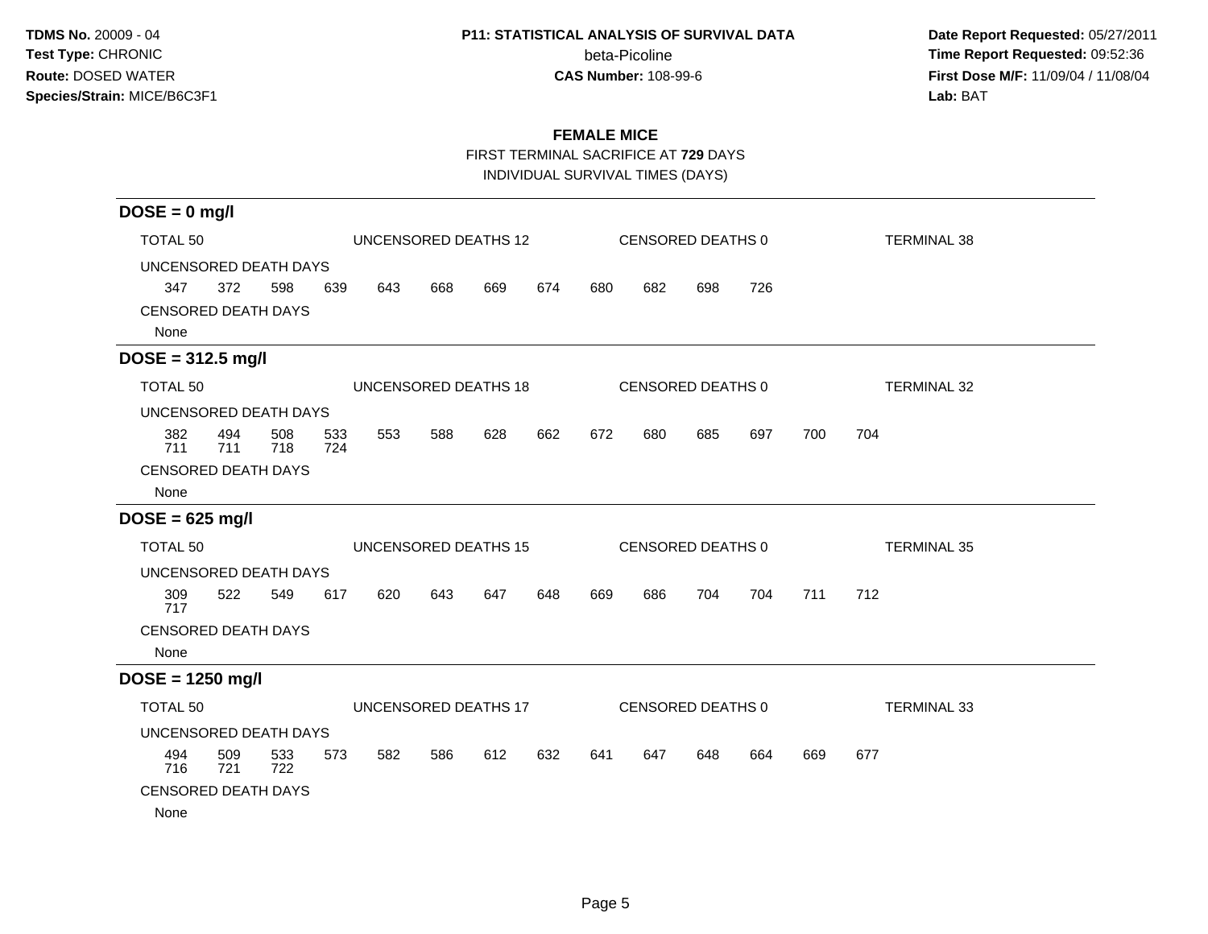**TDMS No.** 20009 - 04
**Test Type:** CHRONIC
**Route:** DOSED WATER
**Species/Strain:** MICE/B6C3F1

**P11: STATISTICAL ANALYSIS OF SURVIVAL DATA**
beta-Picoline
**CAS Number:** 108-99-6

**Date Report Requested:** 05/27/2011
**Time Report Requested:** 09:52:36
**First Dose M/F:** 11/09/04 / 11/08/04
**Lab:** BAT

## FEMALE MICE

FIRST TERMINAL SACRIFICE AT **729** DAYS
INDIVIDUAL SURVIVAL TIMES (DAYS)

### DOSE = 0 mg/l

TOTAL 50 UNCENSORED DEATHS 12 CENSORED DEATHS 0 TERMINAL 38

UNCENSORED DEATH DAYS

347 372 598 639 643 668 669 674 680 682 698 726

CENSORED DEATH DAYS

None

### DOSE = 312.5 mg/l

TOTAL 50 UNCENSORED DEATHS 18 CENSORED DEATHS 0 TERMINAL 32

UNCENSORED DEATH DAYS

382 494 508 533 553 588 628 662 672 680 685 697 700 704
711 711 718 724

CENSORED DEATH DAYS

None

### DOSE = 625 mg/l

TOTAL 50 UNCENSORED DEATHS 15 CENSORED DEATHS 0 TERMINAL 35

UNCENSORED DEATH DAYS

309 522 549 617 620 643 647 648 669 686 704 704 711 712
717

CENSORED DEATH DAYS

None

### DOSE = 1250 mg/l

TOTAL 50 UNCENSORED DEATHS 17 CENSORED DEATHS 0 TERMINAL 33

UNCENSORED DEATH DAYS

494 509 533 573 582 586 612 632 641 647 648 664 669 677
716 721 722

CENSORED DEATH DAYS

None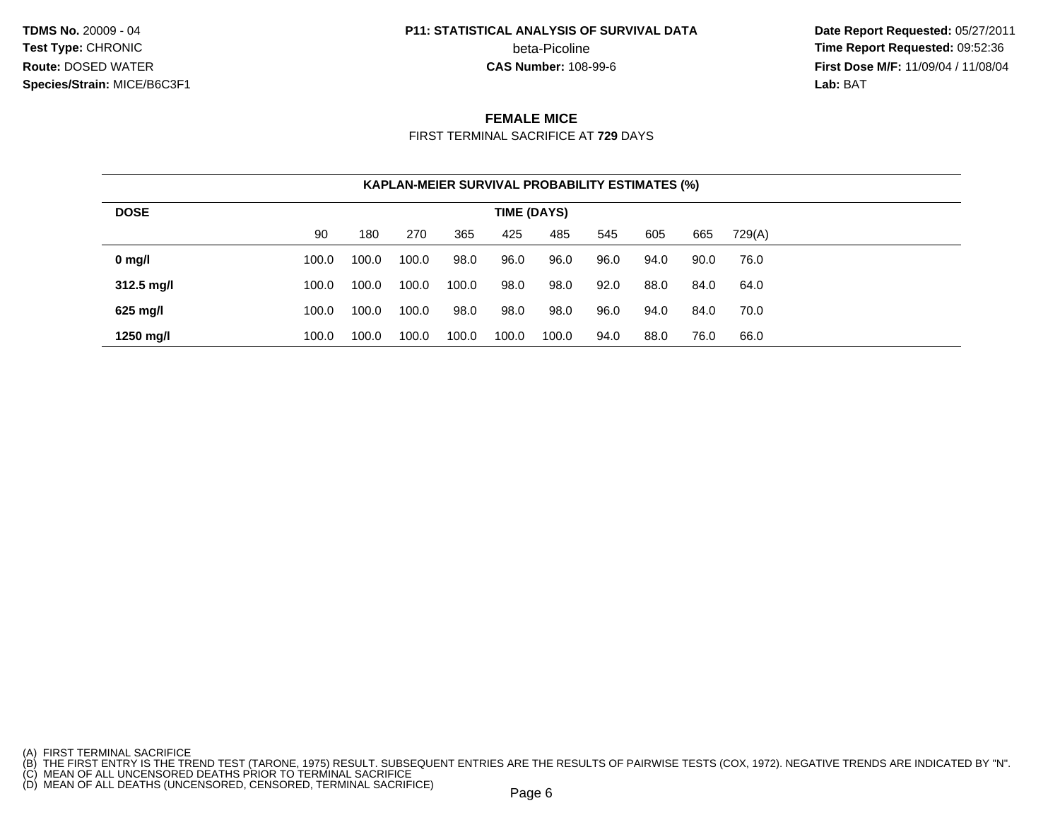**TDMS No.** 20009 - 04
**Test Type:** CHRONIC
**Route:** DOSED WATER
**Species/Strain:** MICE/B6C3F1

**P11: STATISTICAL ANALYSIS OF SURVIVAL DATA**
beta-Picoline
**CAS Number:** 108-99-6

**Date Report Requested:** 05/27/2011
**Time Report Requested:** 09:52:36
**First Dose M/F:** 11/09/04 / 11/08/04
**Lab:** BAT

## FEMALE MICE

FIRST TERMINAL SACRIFICE AT **729** DAYS

### KAPLAN-MEIER SURVIVAL PROBABILITY ESTIMATES (%)

| DOSE | TIME (DAYS) | | | | | | | | | |
|---|---|---|---|---|---|---|---|---|---|---|
| | 90 | 180 | 270 | 365 | 425 | 485 | 545 | 605 | 665 | 729(A) |
| **0 mg/l** | 100.0 | 100.0 | 100.0 | 98.0 | 96.0 | 96.0 | 96.0 | 94.0 | 90.0 | 76.0 |
| **312.5 mg/l** | 100.0 | 100.0 | 100.0 | 100.0 | 98.0 | 98.0 | 92.0 | 88.0 | 84.0 | 64.0 |
| **625 mg/l** | 100.0 | 100.0 | 100.0 | 98.0 | 98.0 | 98.0 | 96.0 | 94.0 | 84.0 | 70.0 |
| **1250 mg/l** | 100.0 | 100.0 | 100.0 | 100.0 | 100.0 | 100.0 | 94.0 | 88.0 | 76.0 | 66.0 |

(A) FIRST TERMINAL SACRIFICE
(B) THE FIRST ENTRY IS THE TREND TEST (TARONE, 1975) RESULT. SUBSEQUENT ENTRIES ARE THE RESULTS OF PAIRWISE TESTS (COX, 1972). NEGATIVE TRENDS ARE INDICATED BY "N".
(C) MEAN OF ALL UNCENSORED DEATHS PRIOR TO TERMINAL SACRIFICE
(D) MEAN OF ALL DEATHS (UNCENSORED, CENSORED, TERMINAL SACRIFICE)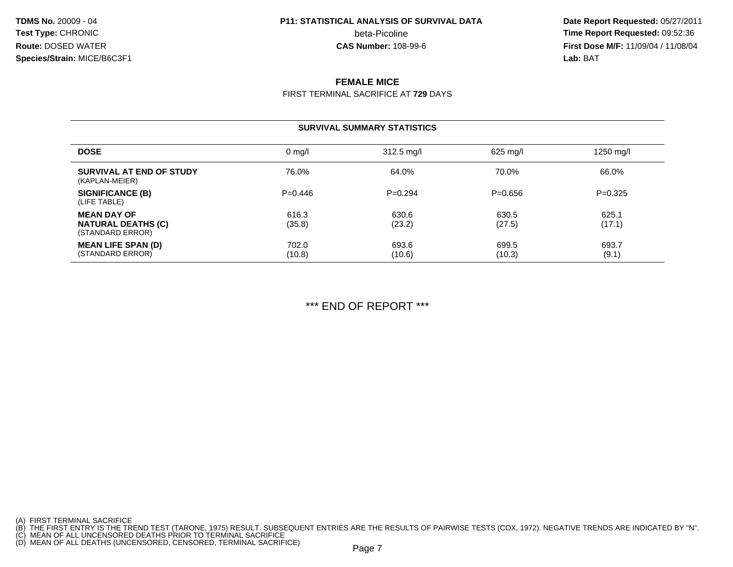**TDMS No.** 20009 - 04
**Test Type:** CHRONIC
**Route:** DOSED WATER
**Species/Strain:** MICE/B6C3F1

**P11: STATISTICAL ANALYSIS OF SURVIVAL DATA**
beta-Picoline
**CAS Number:** 108-99-6

**Date Report Requested:** 05/27/2011
**Time Report Requested:** 09:52:36
**First Dose M/F:** 11/09/04 / 11/08/04
**Lab:** BAT

## FEMALE MICE

FIRST TERMINAL SACRIFICE AT **729** DAYS

### SURVIVAL SUMMARY STATISTICS

| **DOSE** | 0 mg/l | 312.5 mg/l | 625 mg/l | 1250 mg/l |
|---|---|---|---|---|
| **SURVIVAL AT END OF STUDY** (KAPLAN-MEIER) | 76.0% | 64.0% | 70.0% | 66.0% |
| **SIGNIFICANCE (B)** (LIFE TABLE) | P=0.446 | P=0.294 | P=0.656 | P=0.325 |
| **MEAN DAY OF NATURAL DEATHS (C)** (STANDARD ERROR) | 616.3 (35.8) | 630.6 (23.2) | 630.5 (27.5) | 625.1 (17.1) |
| **MEAN LIFE SPAN (D)** (STANDARD ERROR) | 702.0 (10.8) | 693.6 (10.6) | 699.5 (10.3) | 693.7 (9.1) |

*** END OF REPORT ***

(A) FIRST TERMINAL SACRIFICE
(B) THE FIRST ENTRY IS THE TREND TEST (TARONE, 1975) RESULT. SUBSEQUENT ENTRIES ARE THE RESULTS OF PAIRWISE TESTS (COX, 1972). NEGATIVE TRENDS ARE INDICATED BY "N".
(C) MEAN OF ALL UNCENSORED DEATHS PRIOR TO TERMINAL SACRIFICE
(D) MEAN OF ALL DEATHS (UNCENSORED, CENSORED, TERMINAL SACRIFICE)